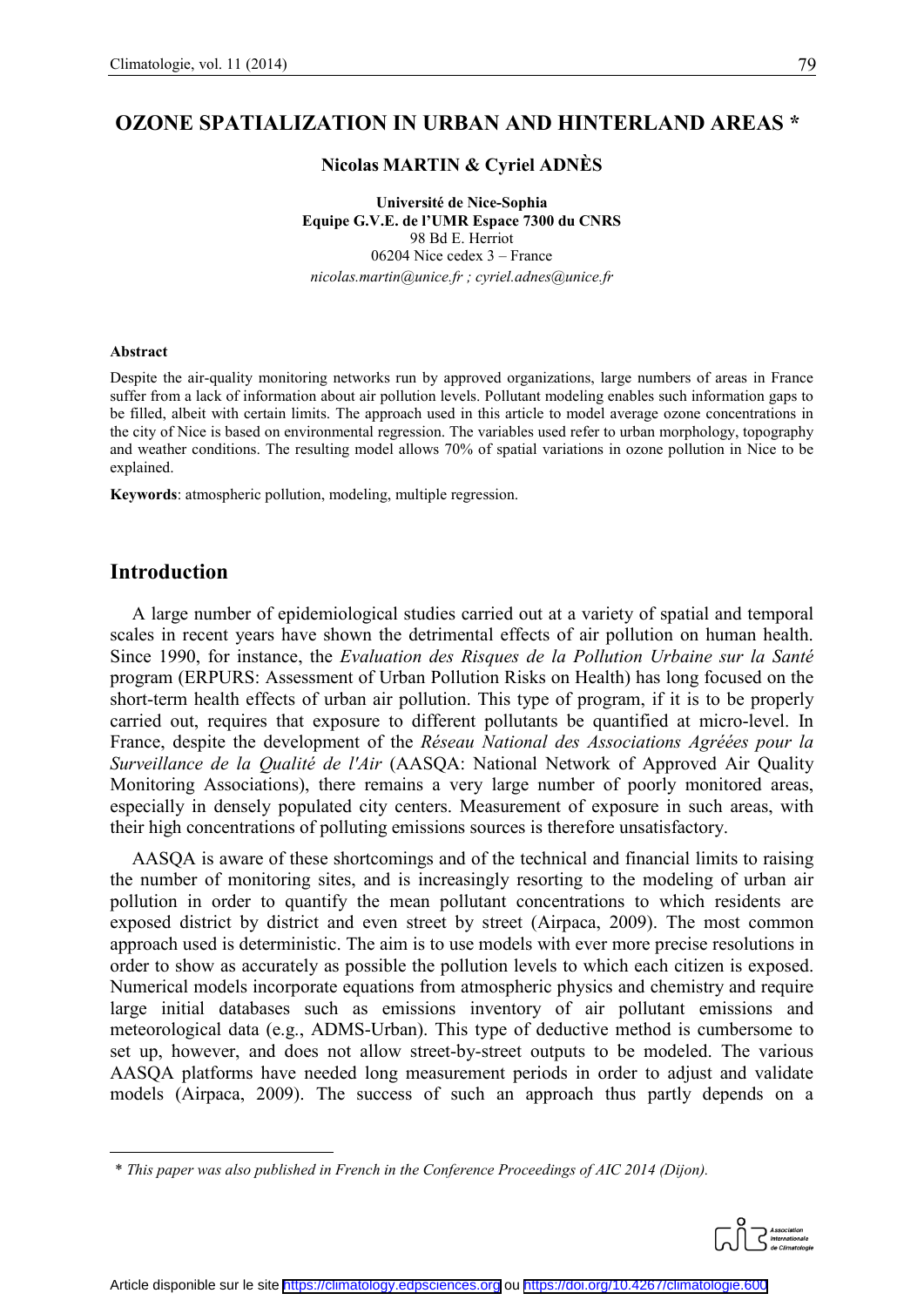# OZONE SPATIALIZATION IN URBAN AND HINTERLAND AREAS *

**Nicolas MARTIN & Cyriel ADNÈS**

**Université de Nice-Sophia**
**Equipe G.V.E. de l'UMR Espace 7300 du CNRS**
98 Bd E. Herriot
06204 Nice cedex 3 – France
*nicolas.martin@unice.fr ; cyriel.adnes@unice.fr*

#### Abstract

Despite the air-quality monitoring networks run by approved organizations, large numbers of areas in France suffer from a lack of information about air pollution levels. Pollutant modeling enables such information gaps to be filled, albeit with certain limits. The approach used in this article to model average ozone concentrations in the city of Nice is based on environmental regression. The variables used refer to urban morphology, topography and weather conditions. The resulting model allows 70% of spatial variations in ozone pollution in Nice to be explained.

**Keywords**: atmospheric pollution, modeling, multiple regression.

## Introduction

A large number of epidemiological studies carried out at a variety of spatial and temporal scales in recent years have shown the detrimental effects of air pollution on human health. Since 1990, for instance, the *Evaluation des Risques de la Pollution Urbaine sur la Santé* program (ERPURS: Assessment of Urban Pollution Risks on Health) has long focused on the short-term health effects of urban air pollution. This type of program, if it is to be properly carried out, requires that exposure to different pollutants be quantified at micro-level. In France, despite the development of the *Réseau National des Associations Agréées pour la Surveillance de la Qualité de l'Air* (AASQA: National Network of Approved Air Quality Monitoring Associations), there remains a very large number of poorly monitored areas, especially in densely populated city centers. Measurement of exposure in such areas, with their high concentrations of polluting emissions sources is therefore unsatisfactory.

AASQA is aware of these shortcomings and of the technical and financial limits to raising the number of monitoring sites, and is increasingly resorting to the modeling of urban air pollution in order to quantify the mean pollutant concentrations to which residents are exposed district by district and even street by street (Airpaca, 2009). The most common approach used is deterministic. The aim is to use models with ever more precise resolutions in order to show as accurately as possible the pollution levels to which each citizen is exposed. Numerical models incorporate equations from atmospheric physics and chemistry and require large initial databases such as emissions inventory of air pollutant emissions and meteorological data (e.g., ADMS-Urban). This type of deductive method is cumbersome to set up, however, and does not allow street-by-street outputs to be modeled. The various AASQA platforms have needed long measurement periods in order to adjust and validate models (Airpaca, 2009). The success of such an approach thus partly depends on a

---

* *This paper was also published in French in the Conference Proceedings of AIC 2014 (Dijon).*

Article disponible sur le site https://climatology.edpsciences.org ou https://doi.org/10.4267/climatologie.600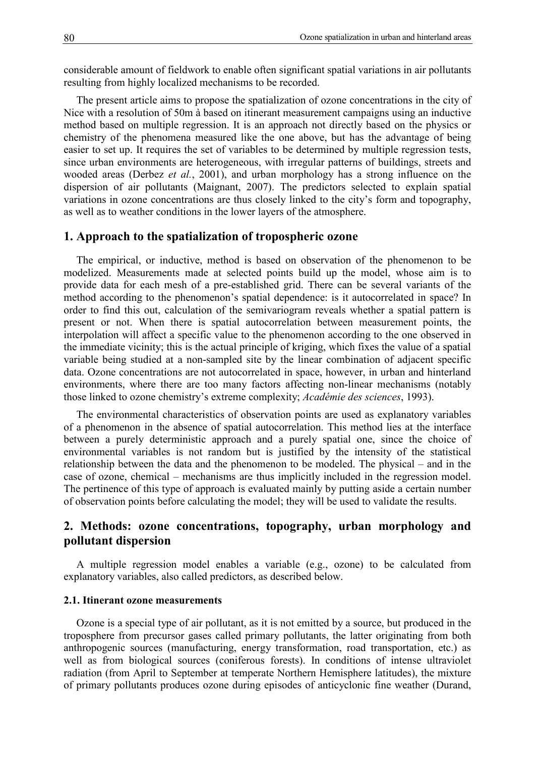considerable amount of fieldwork to enable often significant spatial variations in air pollutants resulting from highly localized mechanisms to be recorded.

The present article aims to propose the spatialization of ozone concentrations in the city of Nice with a resolution of 50m à based on itinerant measurement campaigns using an inductive method based on multiple regression. It is an approach not directly based on the physics or chemistry of the phenomena measured like the one above, but has the advantage of being easier to set up. It requires the set of variables to be determined by multiple regression tests, since urban environments are heterogeneous, with irregular patterns of buildings, streets and wooded areas (Derbez *et al.*, 2001), and urban morphology has a strong influence on the dispersion of air pollutants (Maignant, 2007). The predictors selected to explain spatial variations in ozone concentrations are thus closely linked to the city's form and topography, as well as to weather conditions in the lower layers of the atmosphere.

# 1. Approach to the spatialization of tropospheric ozone

The empirical, or inductive, method is based on observation of the phenomenon to be modelized. Measurements made at selected points build up the model, whose aim is to provide data for each mesh of a pre-established grid. There can be several variants of the method according to the phenomenon's spatial dependence: is it autocorrelated in space? In order to find this out, calculation of the semivariogram reveals whether a spatial pattern is present or not. When there is spatial autocorrelation between measurement points, the interpolation will affect a specific value to the phenomenon according to the one observed in the immediate vicinity; this is the actual principle of kriging, which fixes the value of a spatial variable being studied at a non-sampled site by the linear combination of adjacent specific data. Ozone concentrations are not autocorrelated in space, however, in urban and hinterland environments, where there are too many factors affecting non-linear mechanisms (notably those linked to ozone chemistry's extreme complexity; *Académie des sciences*, 1993).

The environmental characteristics of observation points are used as explanatory variables of a phenomenon in the absence of spatial autocorrelation. This method lies at the interface between a purely deterministic approach and a purely spatial one, since the choice of environmental variables is not random but is justified by the intensity of the statistical relationship between the data and the phenomenon to be modeled. The physical – and in the case of ozone, chemical – mechanisms are thus implicitly included in the regression model. The pertinence of this type of approach is evaluated mainly by putting aside a certain number of observation points before calculating the model; they will be used to validate the results.

# 2. Methods: ozone concentrations, topography, urban morphology and pollutant dispersion

A multiple regression model enables a variable (e.g., ozone) to be calculated from explanatory variables, also called predictors, as described below.

### 2.1. Itinerant ozone measurements

Ozone is a special type of air pollutant, as it is not emitted by a source, but produced in the troposphere from precursor gases called primary pollutants, the latter originating from both anthropogenic sources (manufacturing, energy transformation, road transportation, etc.) as well as from biological sources (coniferous forests). In conditions of intense ultraviolet radiation (from April to September at temperate Northern Hemisphere latitudes), the mixture of primary pollutants produces ozone during episodes of anticyclonic fine weather (Durand,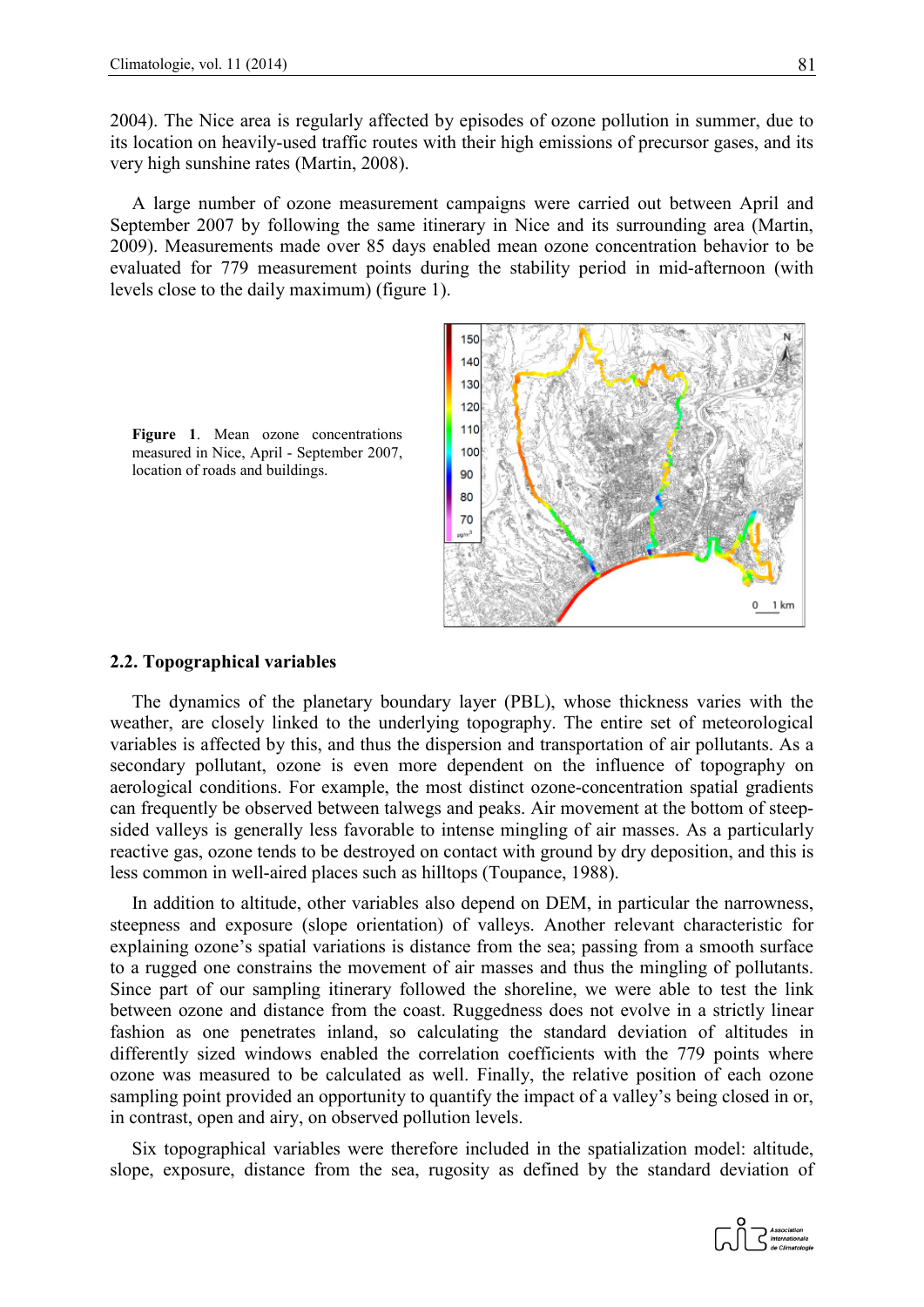2004). The Nice area is regularly affected by episodes of ozone pollution in summer, due to its location on heavily-used traffic routes with their high emissions of precursor gases, and its very high sunshine rates (Martin, 2008).

A large number of ozone measurement campaigns were carried out between April and September 2007 by following the same itinerary in Nice and its surrounding area (Martin, 2009). Measurements made over 85 days enabled mean ozone concentration behavior to be evaluated for 779 measurement points during the stability period in mid-afternoon (with levels close to the daily maximum) (figure 1).

**Figure 1**. Mean ozone concentrations measured in Nice, April - September 2007, location of roads and buildings.

## 2.2. Topographical variables

The dynamics of the planetary boundary layer (PBL), whose thickness varies with the weather, are closely linked to the underlying topography. The entire set of meteorological variables is affected by this, and thus the dispersion and transportation of air pollutants. As a secondary pollutant, ozone is even more dependent on the influence of topography on aerological conditions. For example, the most distinct ozone-concentration spatial gradients can frequently be observed between talwegs and peaks. Air movement at the bottom of steep-sided valleys is generally less favorable to intense mingling of air masses. As a particularly reactive gas, ozone tends to be destroyed on contact with ground by dry deposition, and this is less common in well-aired places such as hilltops (Toupance, 1988).

In addition to altitude, other variables also depend on DEM, in particular the narrowness, steepness and exposure (slope orientation) of valleys. Another relevant characteristic for explaining ozone's spatial variations is distance from the sea; passing from a smooth surface to a rugged one constrains the movement of air masses and thus the mingling of pollutants. Since part of our sampling itinerary followed the shoreline, we were able to test the link between ozone and distance from the coast. Ruggedness does not evolve in a strictly linear fashion as one penetrates inland, so calculating the standard deviation of altitudes in differently sized windows enabled the correlation coefficients with the 779 points where ozone was measured to be calculated as well. Finally, the relative position of each ozone sampling point provided an opportunity to quantify the impact of a valley's being closed in or, in contrast, open and airy, on observed pollution levels.

Six topographical variables were therefore included in the spatialization model: altitude, slope, exposure, distance from the sea, rugosity as defined by the standard deviation of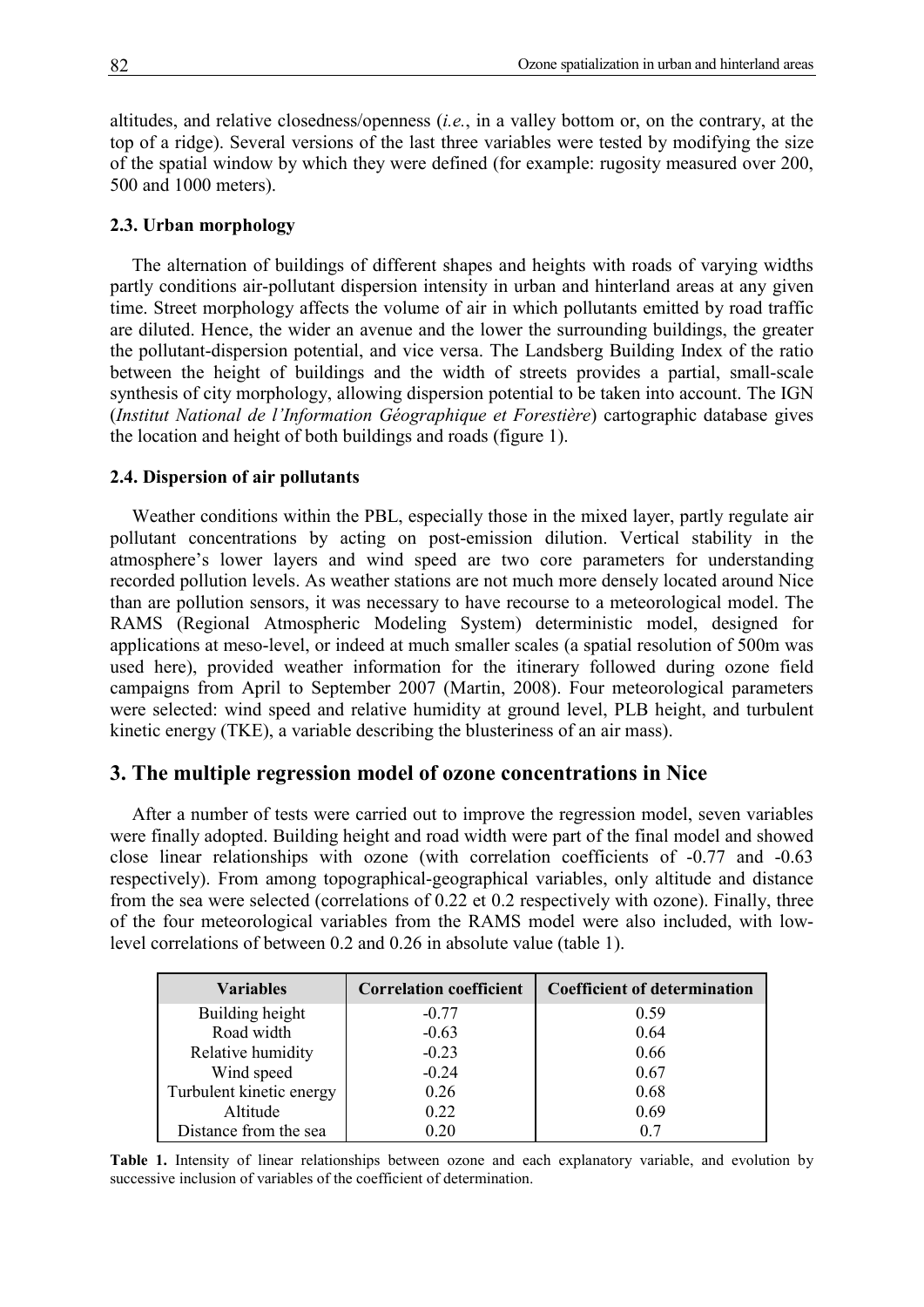altitudes, and relative closedness/openness (*i.e.*, in a valley bottom or, on the contrary, at the top of a ridge). Several versions of the last three variables were tested by modifying the size of the spatial window by which they were defined (for example: rugosity measured over 200, 500 and 1000 meters).

### 2.3. Urban morphology

The alternation of buildings of different shapes and heights with roads of varying widths partly conditions air-pollutant dispersion intensity in urban and hinterland areas at any given time. Street morphology affects the volume of air in which pollutants emitted by road traffic are diluted. Hence, the wider an avenue and the lower the surrounding buildings, the greater the pollutant-dispersion potential, and vice versa. The Landsberg Building Index of the ratio between the height of buildings and the width of streets provides a partial, small-scale synthesis of city morphology, allowing dispersion potential to be taken into account. The IGN (*Institut National de l'Information Géographique et Forestière*) cartographic database gives the location and height of both buildings and roads (figure 1).

### 2.4. Dispersion of air pollutants

Weather conditions within the PBL, especially those in the mixed layer, partly regulate air pollutant concentrations by acting on post-emission dilution. Vertical stability in the atmosphere's lower layers and wind speed are two core parameters for understanding recorded pollution levels. As weather stations are not much more densely located around Nice than are pollution sensors, it was necessary to have recourse to a meteorological model. The RAMS (Regional Atmospheric Modeling System) deterministic model, designed for applications at meso-level, or indeed at much smaller scales (a spatial resolution of 500m was used here), provided weather information for the itinerary followed during ozone field campaigns from April to September 2007 (Martin, 2008). Four meteorological parameters were selected: wind speed and relative humidity at ground level, PLB height, and turbulent kinetic energy (TKE), a variable describing the blusteriness of an air mass).

## 3. The multiple regression model of ozone concentrations in Nice

After a number of tests were carried out to improve the regression model, seven variables were finally adopted. Building height and road width were part of the final model and showed close linear relationships with ozone (with correlation coefficients of -0.77 and -0.63 respectively). From among topographical-geographical variables, only altitude and distance from the sea were selected (correlations of 0.22 et 0.2 respectively with ozone). Finally, three of the four meteorological variables from the RAMS model were also included, with low-level correlations of between 0.2 and 0.26 in absolute value (table 1).

| Variables | Correlation coefficient | Coefficient of determination |
|---|---|---|
| Building height | -0.77 | 0.59 |
| Road width | -0.63 | 0.64 |
| Relative humidity | -0.23 | 0.66 |
| Wind speed | -0.24 | 0.67 |
| Turbulent kinetic energy | 0.26 | 0.68 |
| Altitude | 0.22 | 0.69 |
| Distance from the sea | 0.20 | 0.7 |

**Table 1.** Intensity of linear relationships between ozone and each explanatory variable, and evolution by successive inclusion of variables of the coefficient of determination.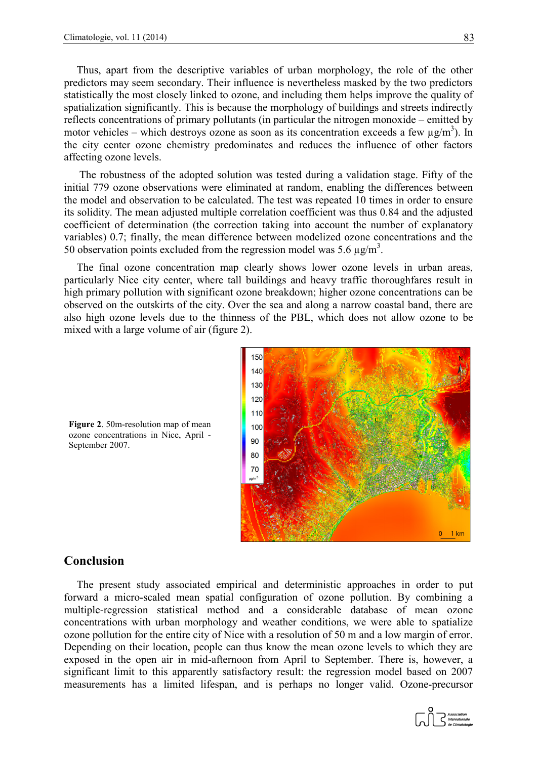Thus, apart from the descriptive variables of urban morphology, the role of the other predictors may seem secondary. Their influence is nevertheless masked by the two predictors statistically the most closely linked to ozone, and including them helps improve the quality of spatialization significantly. This is because the morphology of buildings and streets indirectly reflects concentrations of primary pollutants (in particular the nitrogen monoxide – emitted by motor vehicles – which destroys ozone as soon as its concentration exceeds a few µg/m$^3$). In the city center ozone chemistry predominates and reduces the influence of other factors affecting ozone levels.

The robustness of the adopted solution was tested during a validation stage. Fifty of the initial 779 ozone observations were eliminated at random, enabling the differences between the model and observation to be calculated. The test was repeated 10 times in order to ensure its solidity. The mean adjusted multiple correlation coefficient was thus 0.84 and the adjusted coefficient of determination (the correction taking into account the number of explanatory variables) 0.7; finally, the mean difference between modelized ozone concentrations and the 50 observation points excluded from the regression model was 5.6 µg/m$^3$.

The final ozone concentration map clearly shows lower ozone levels in urban areas, particularly Nice city center, where tall buildings and heavy traffic thoroughfares result in high primary pollution with significant ozone breakdown; higher ozone concentrations can be observed on the outskirts of the city. Over the sea and along a narrow coastal band, there are also high ozone levels due to the thinness of the PBL, which does not allow ozone to be mixed with a large volume of air (figure 2).

**Figure 2**. 50m-resolution map of mean ozone concentrations in Nice, April - September 2007.

## Conclusion

The present study associated empirical and deterministic approaches in order to put forward a micro-scaled mean spatial configuration of ozone pollution. By combining a multiple-regression statistical method and a considerable database of mean ozone concentrations with urban morphology and weather conditions, we were able to spatialize ozone pollution for the entire city of Nice with a resolution of 50 m and a low margin of error. Depending on their location, people can thus know the mean ozone levels to which they are exposed in the open air in mid-afternoon from April to September. There is, however, a significant limit to this apparently satisfactory result: the regression model based on 2007 measurements has a limited lifespan, and is perhaps no longer valid. Ozone-precursor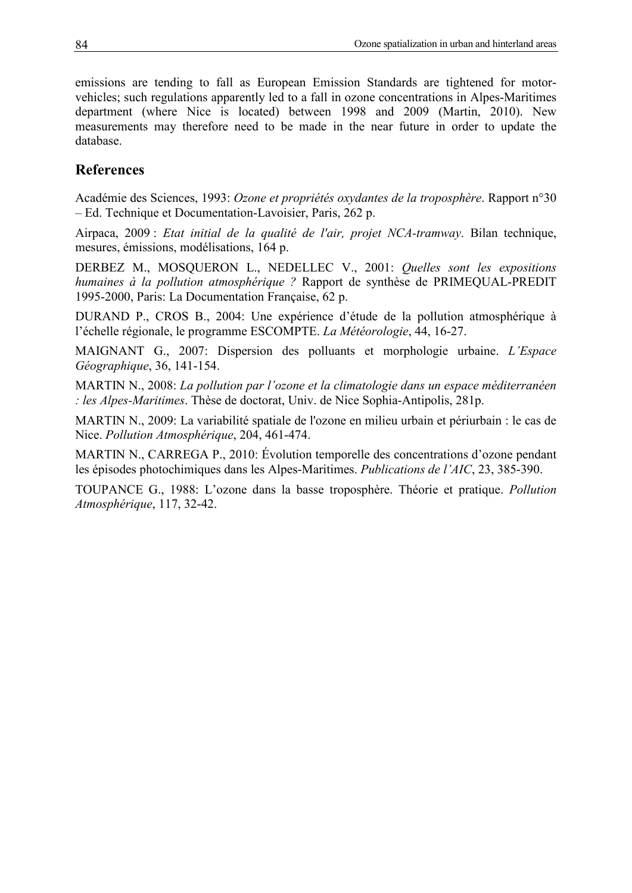emissions are tending to fall as European Emission Standards are tightened for motor-vehicles; such regulations apparently led to a fall in ozone concentrations in Alpes-Maritimes department (where Nice is located) between 1998 and 2009 (Martin, 2010). New measurements may therefore need to be made in the near future in order to update the database.

## References

Académie des Sciences, 1993: *Ozone et propriétés oxydantes de la troposphère*. Rapport n°30 – Ed. Technique et Documentation-Lavoisier, Paris, 262 p.

Airpaca, 2009 : *Etat initial de la qualité de l'air, projet NCA-tramway*. Bilan technique, mesures, émissions, modélisations, 164 p.

DERBEZ M., MOSQUERON L., NEDELLEC V., 2001: *Quelles sont les expositions humaines à la pollution atmosphérique ?* Rapport de synthèse de PRIMEQUAL-PREDIT 1995-2000, Paris: La Documentation Française, 62 p.

DURAND P., CROS B., 2004: Une expérience d'étude de la pollution atmosphérique à l'échelle régionale, le programme ESCOMPTE. *La Météorologie*, 44, 16-27.

MAIGNANT G., 2007: Dispersion des polluants et morphologie urbaine. *L'Espace Géographique*, 36, 141-154.

MARTIN N., 2008: *La pollution par l'ozone et la climatologie dans un espace méditerranéen : les Alpes-Maritimes*. Thèse de doctorat, Univ. de Nice Sophia-Antipolis, 281p.

MARTIN N., 2009: La variabilité spatiale de l'ozone en milieu urbain et périurbain : le cas de Nice. *Pollution Atmosphérique*, 204, 461-474.

MARTIN N., CARREGA P., 2010: Évolution temporelle des concentrations d'ozone pendant les épisodes photochimiques dans les Alpes-Maritimes. *Publications de l'AIC*, 23, 385-390.

TOUPANCE G., 1988: L'ozone dans la basse troposphère. Théorie et pratique. *Pollution Atmosphérique*, 117, 32-42.